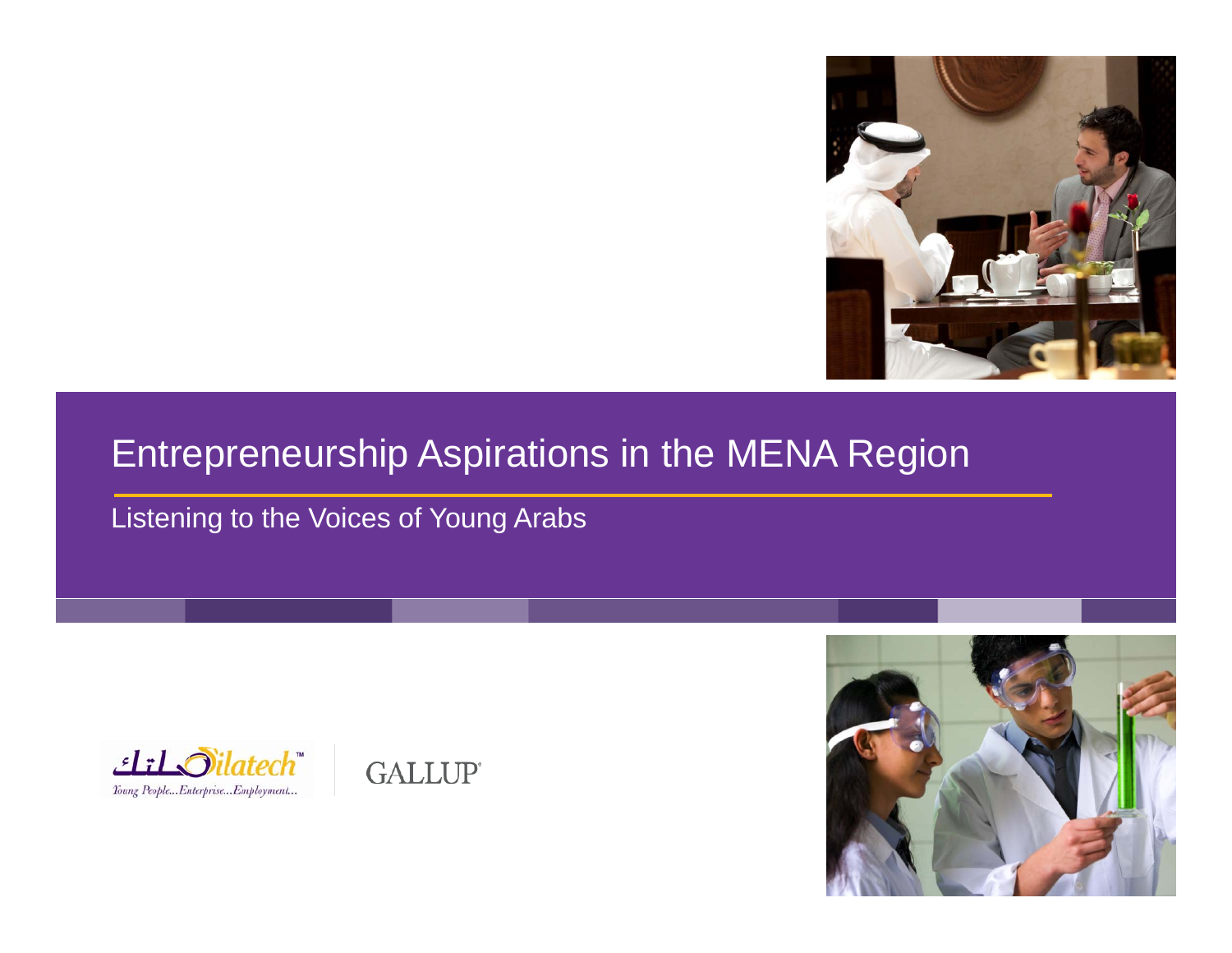# Entrepreneurship Aspirations in the MENA Region

Listening to the Voices of Young Arabs

Silatech — Young People...Enterprise...Employment...

GALLUP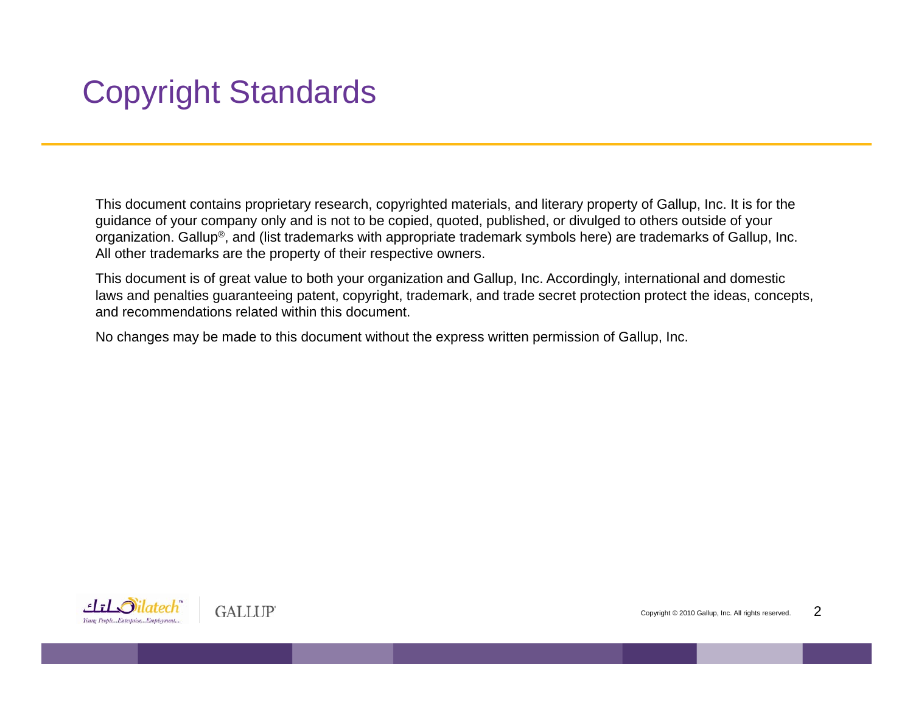# Copyright Standards

This document contains proprietary research, copyrighted materials, and literary property of Gallup, Inc. It is for the guidance of your company only and is not to be copied, quoted, published, or divulged to others outside of your organization. Gallup®, and (list trademarks with appropriate trademark symbols here) are trademarks of Gallup, Inc. All other trademarks are the property of their respective owners.

This document is of great value to both your organization and Gallup, Inc. Accordingly, international and domestic laws and penalties guaranteeing patent, copyright, trademark, and trade secret protection protect the ideas, concepts, and recommendations related within this document.

No changes may be made to this document without the express written permission of Gallup, Inc.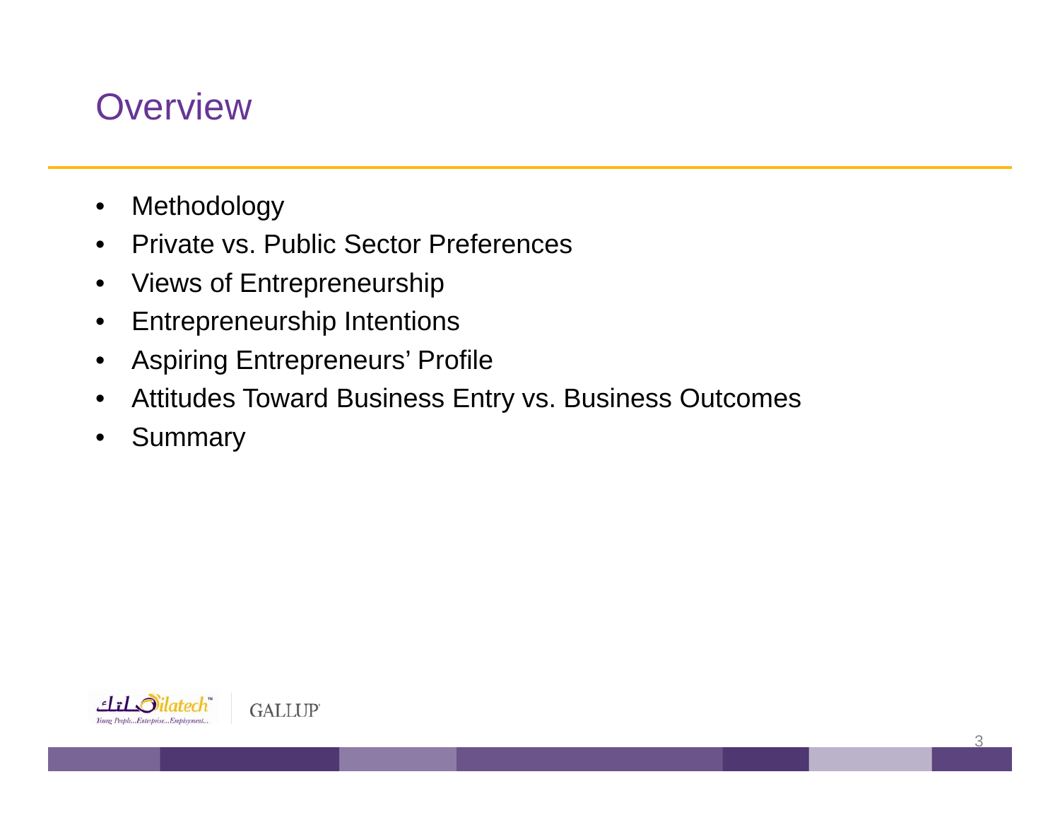# Overview

- Methodology
- Private vs. Public Sector Preferences
- Views of Entrepreneurship
- Entrepreneurship Intentions
- Aspiring Entrepreneurs' Profile
- Attitudes Toward Business Entry vs. Business Outcomes
- Summary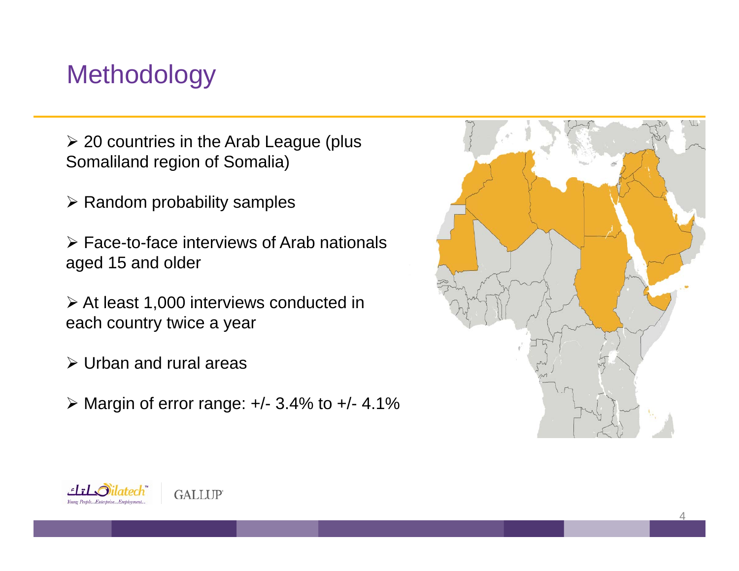# Methodology

- 20 countries in the Arab League (plus Somaliland region of Somalia)
- Random probability samples
- Face-to-face interviews of Arab nationals aged 15 and older
- At least 1,000 interviews conducted in each country twice a year
- Urban and rural areas
- Margin of error range: +/- 3.4% to +/- 4.1%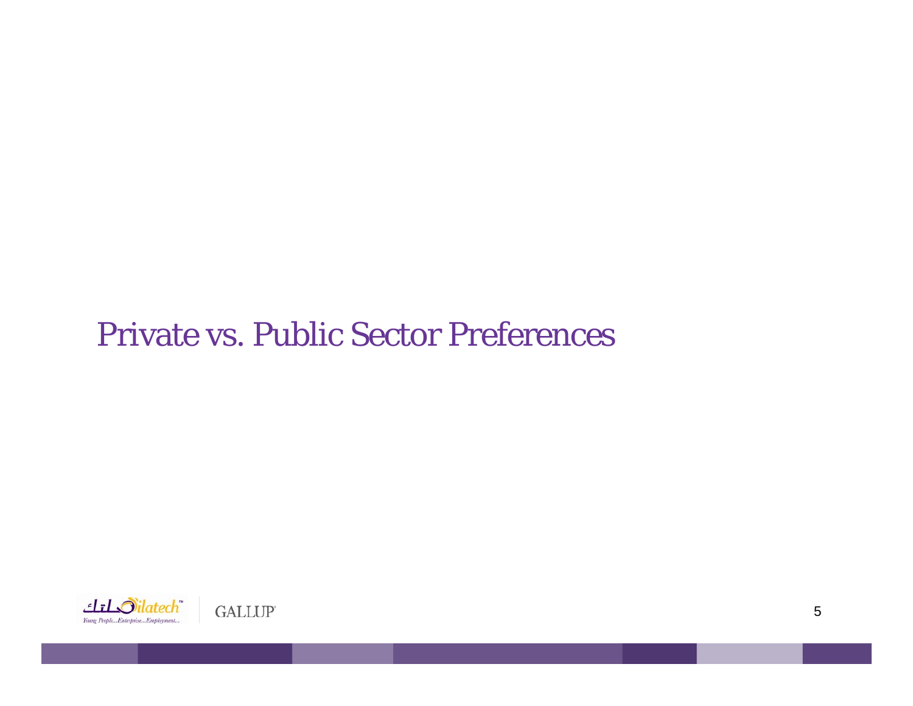# Private vs. Public Sector Preferences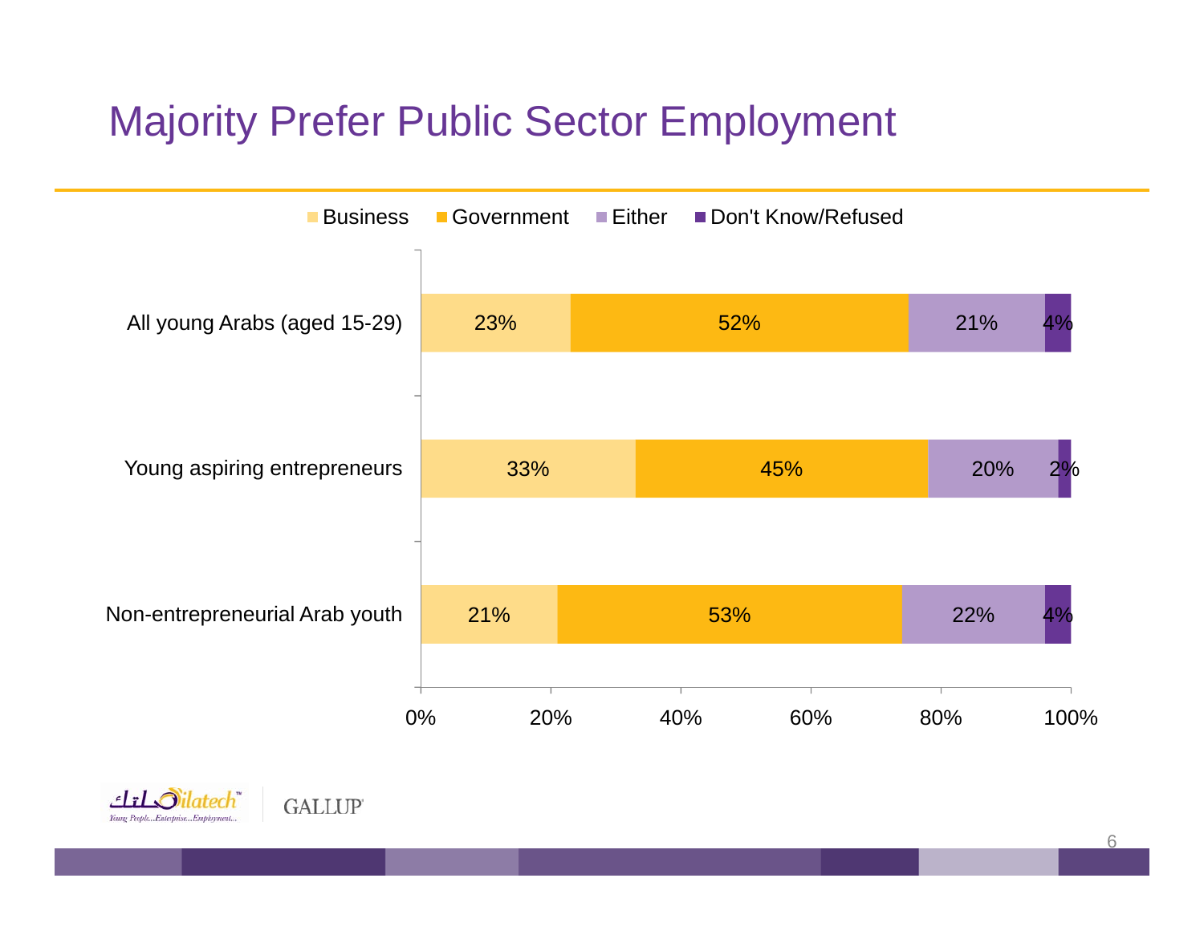# Majority Prefer Public Sector Employment

| | Business | Government | Either | Don't Know/Refused |
|---|---|---|---|---|
| All young Arabs (aged 15-29) | 23% | 52% | 21% | 4% |
| Young aspiring entrepreneurs | 33% | 45% | 20% | 2% |
| Non-entrepreneurial Arab youth | 21% | 53% | 22% | 4% |

Silatech — Young People...Enterprise...Employment...

GALLUP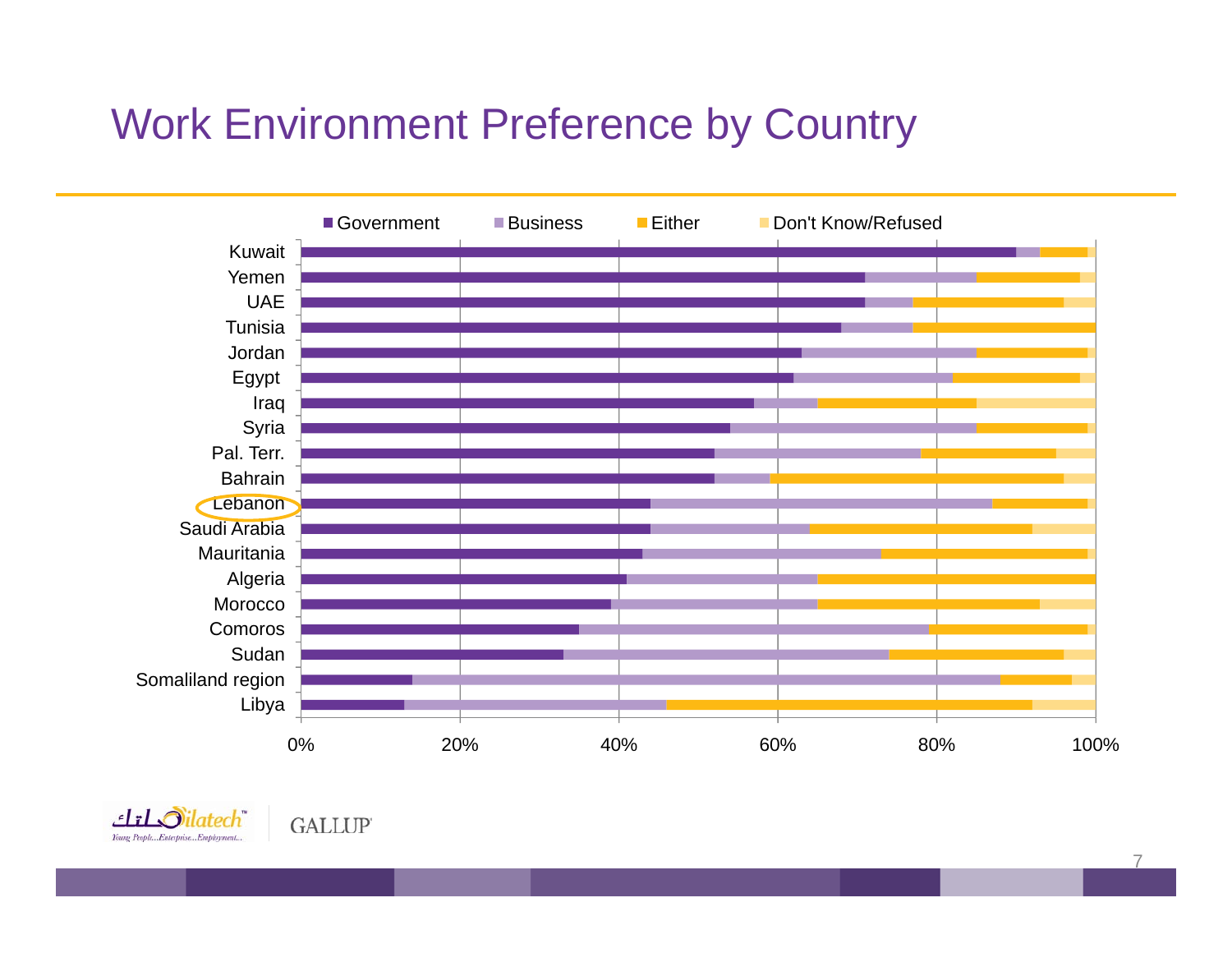# Work Environment Preference by Country

■ Government ■ Business ■ Either ■ Don't Know/Refused

Kuwait
Yemen
UAE
Tunisia
Jordan
Egypt
Iraq
Syria
Pal. Terr.
Bahrain
Lebanon
Saudi Arabia
Mauritania
Algeria
Morocco
Comoros
Sudan
Somaliland region
Libya

0% 20% 40% 60% 80% 100%

Silatech™ Young People...Enterprise...Employment...

GALLUP®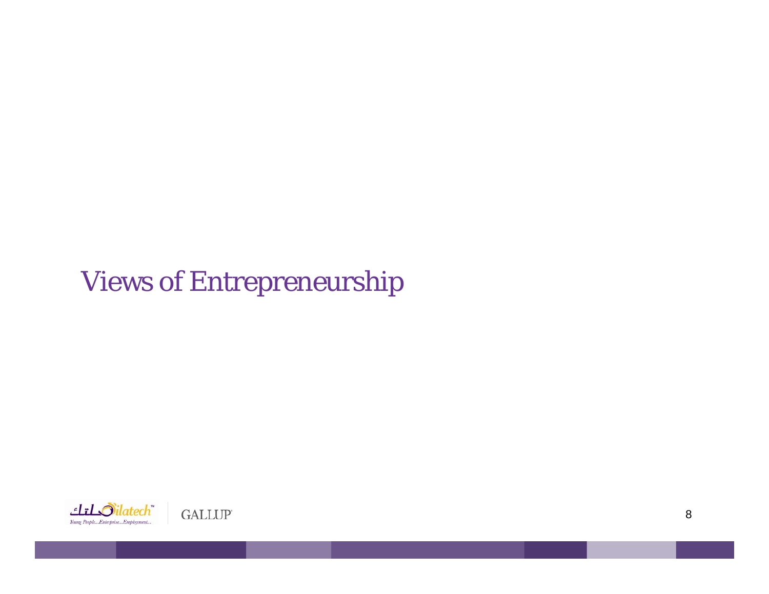# Views of Entrepreneurship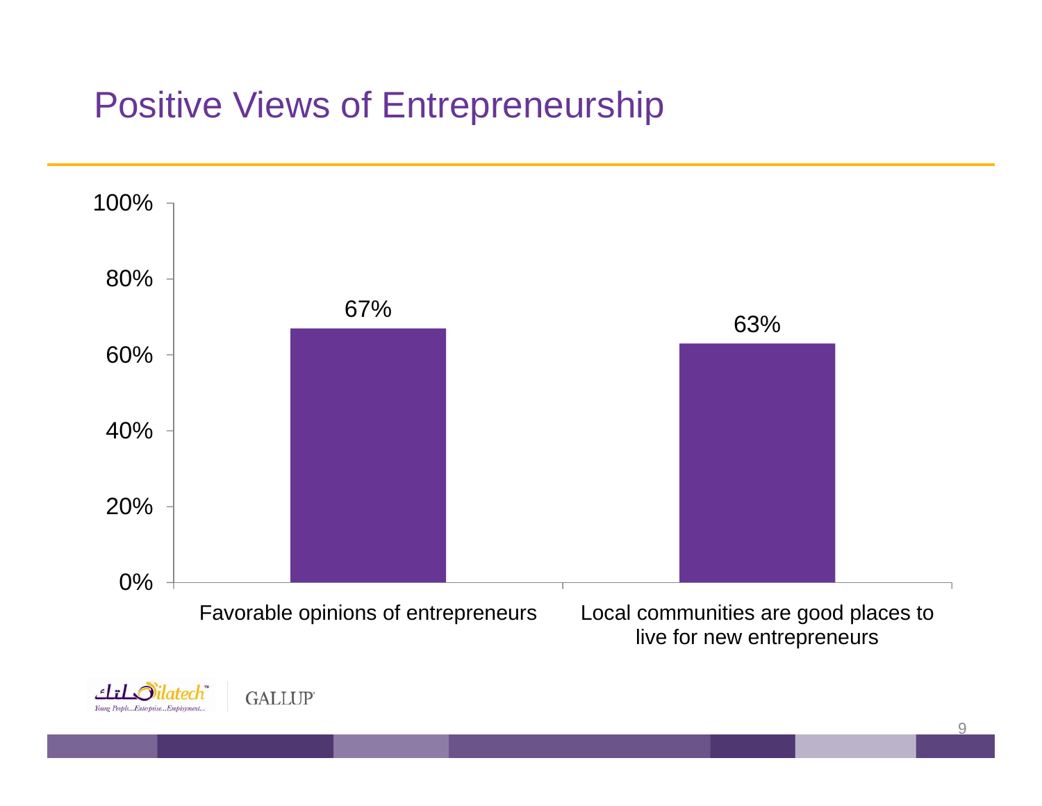# Positive Views of Entrepreneurship

| | Percentage |
|---|---|
| Favorable opinions of entrepreneurs | 67% |
| Local communities are good places to live for new entrepreneurs | 63% |

Silatech — Young People...Enterprise...Employment...

GALLUP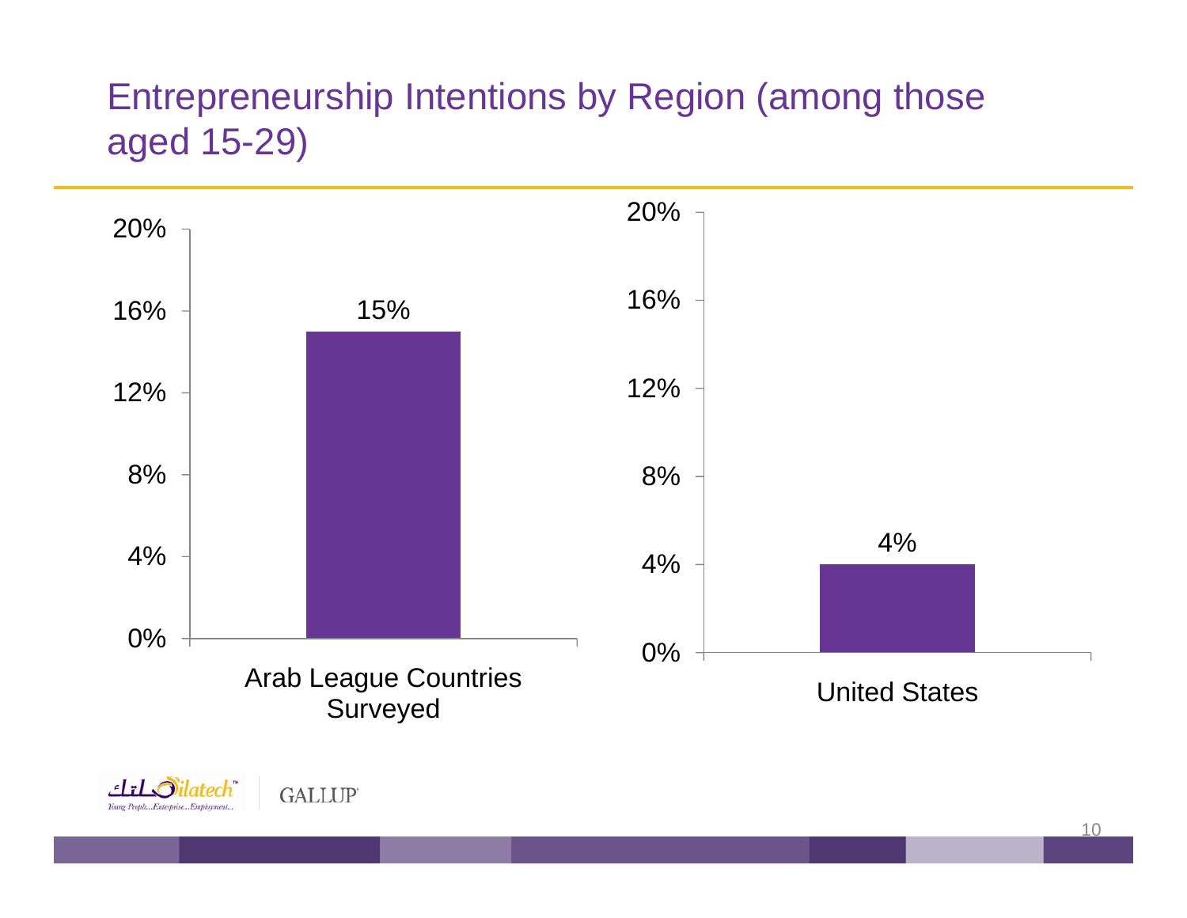# Entrepreneurship Intentions by Region (among those aged 15-29)

| Region | Entrepreneurship Intentions |
| --- | --- |
| Arab League Countries Surveyed | 15% |
| United States | 4% |

Silatech — Young People...Enterprise...Employment...

GALLUP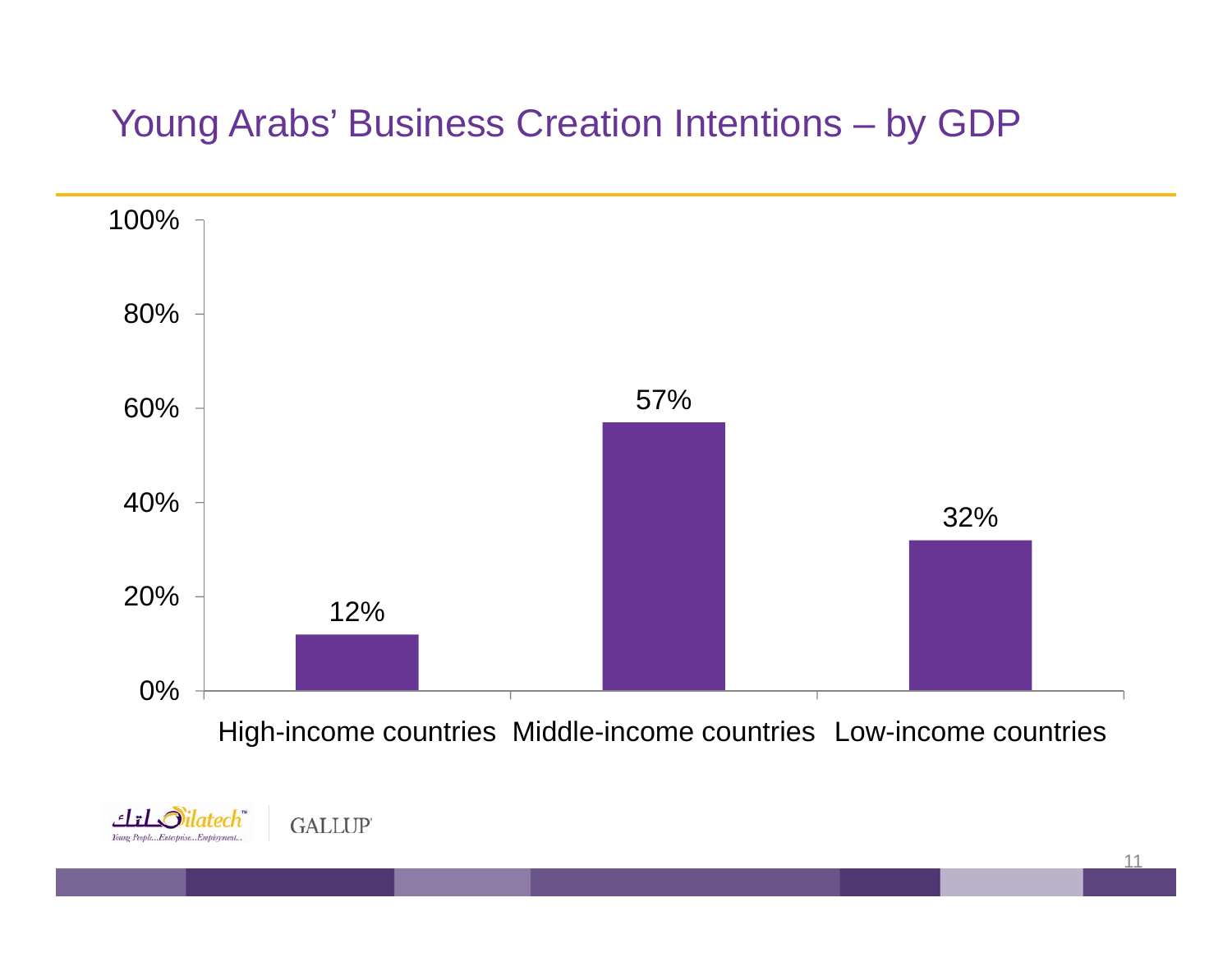# Young Arabs' Business Creation Intentions – by GDP

| | High-income countries | Middle-income countries | Low-income countries |
|---|---|---|---|
| Business creation intentions | 12% | 57% | 32% |

Silatech GALLUP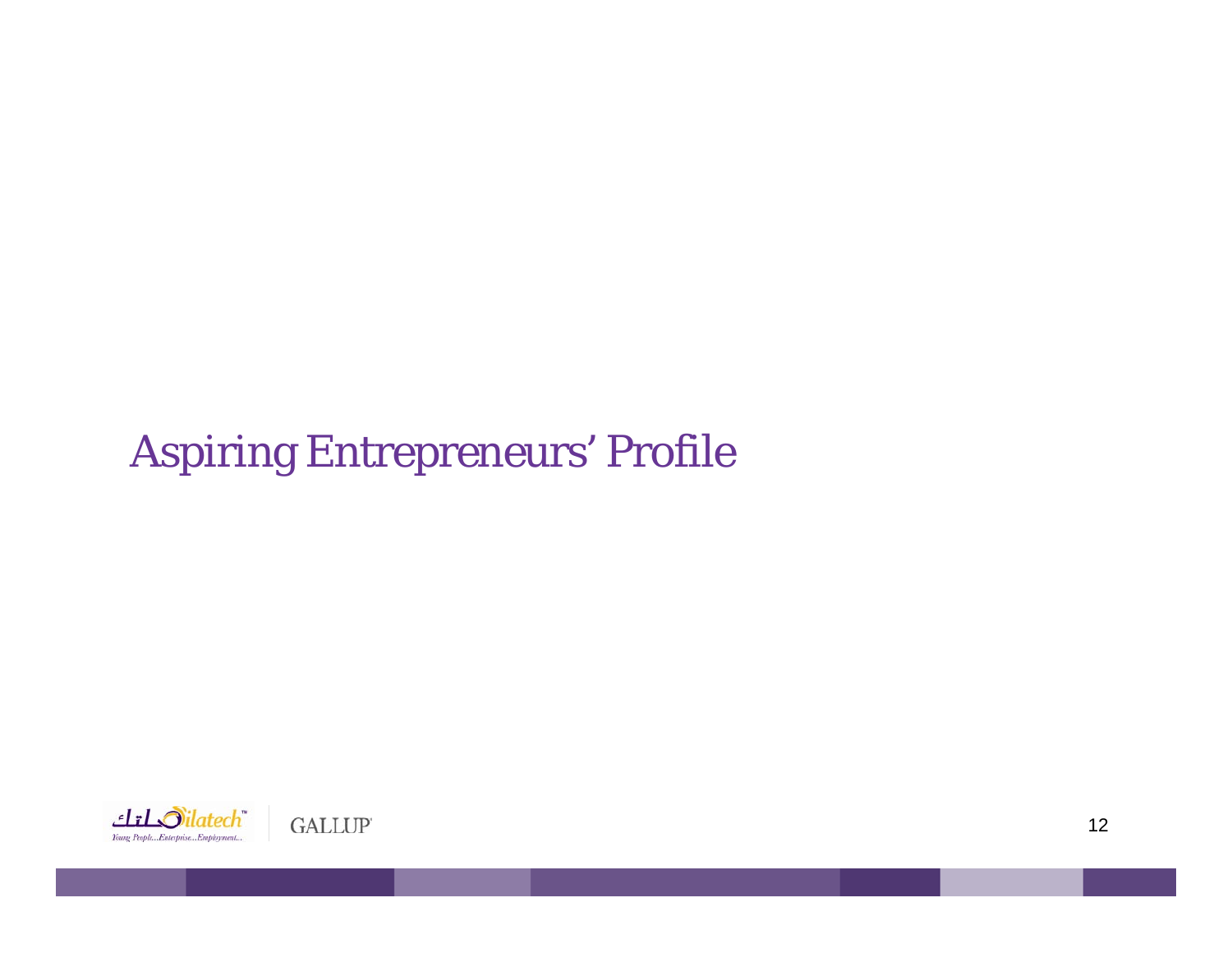# Aspiring Entrepreneurs' Profile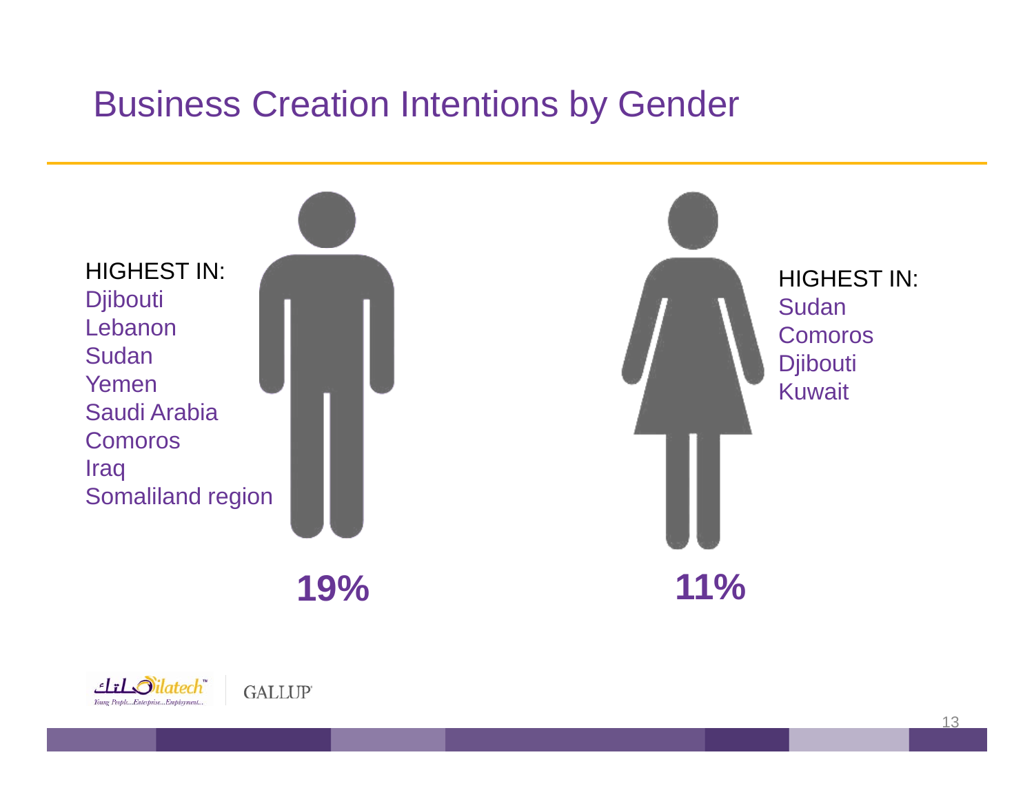# Business Creation Intentions by Gender

HIGHEST IN:
Djibouti
Lebanon
Sudan
Yemen
Saudi Arabia
Comoros
Iraq
Somaliland region

**19%**

HIGHEST IN:
Sudan
Comoros
Djibouti
Kuwait

**11%**

Silatech™ Young People...Enterprise...Employment...

GALLUP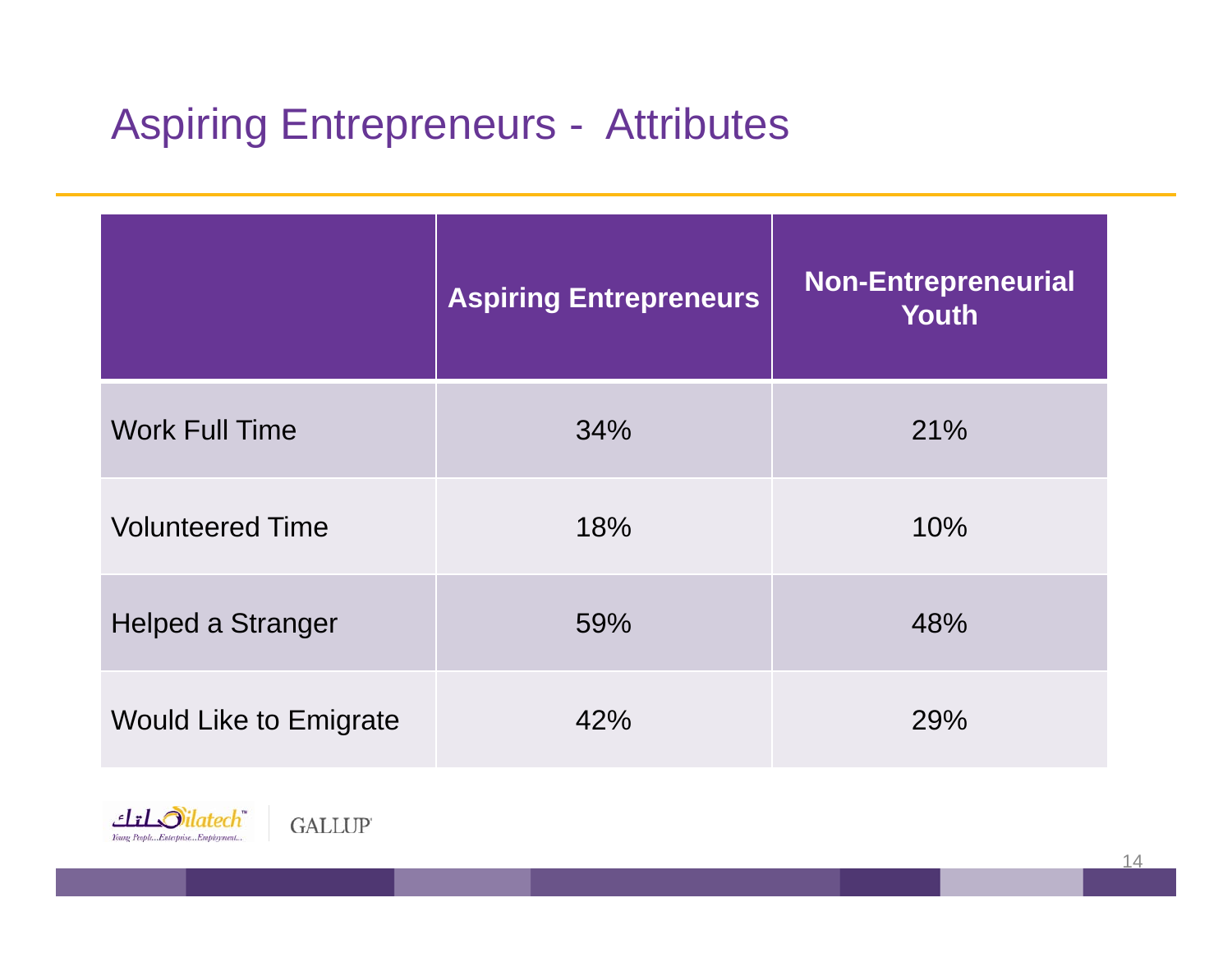# Aspiring Entrepreneurs - Attributes

| | Aspiring Entrepreneurs | Non-Entrepreneurial Youth |
|---|---|---|
| Work Full Time | 34% | 21% |
| Volunteered Time | 18% | 10% |
| Helped a Stranger | 59% | 48% |
| Would Like to Emigrate | 42% | 29% |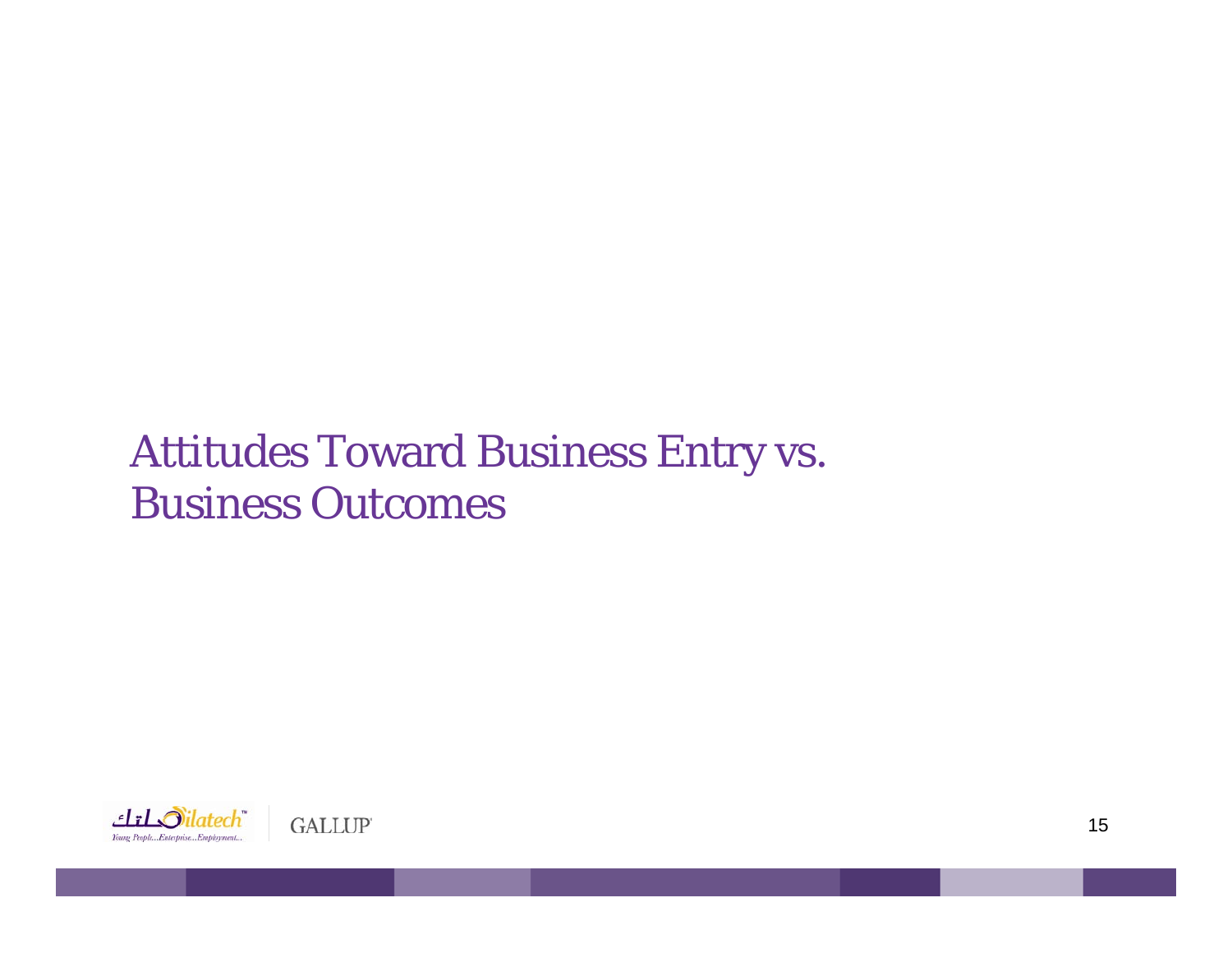# Attitudes Toward Business Entry vs. Business Outcomes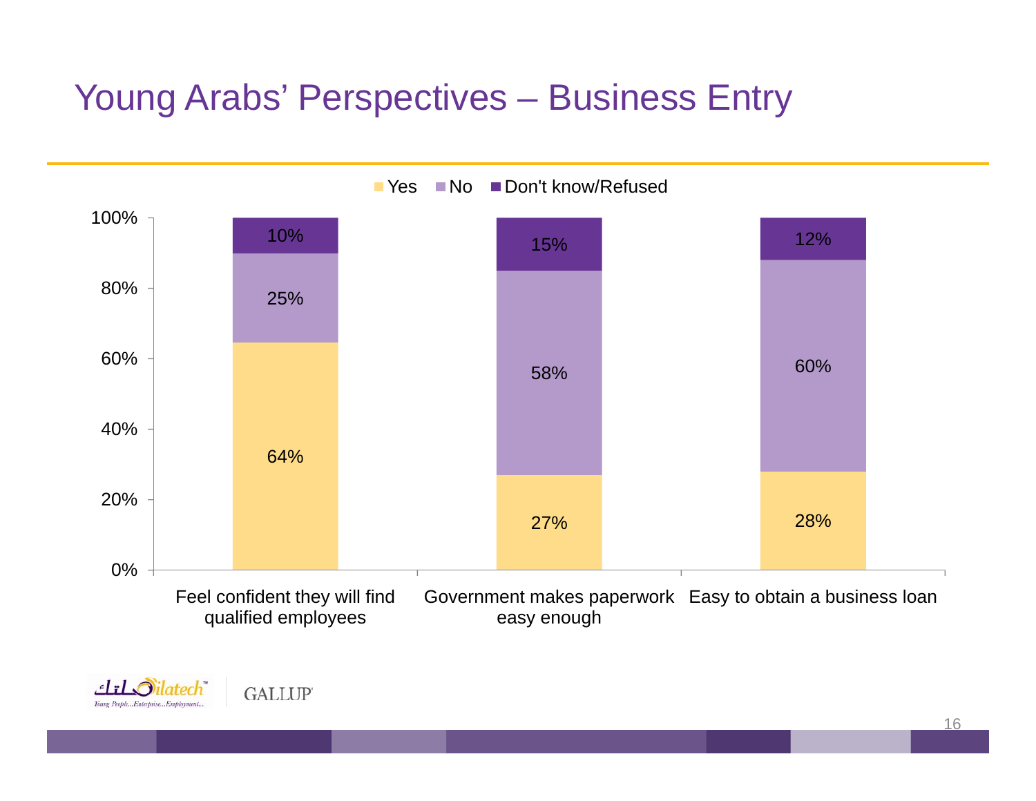# Young Arabs' Perspectives – Business Entry

| | Yes | No | Don't know/Refused |
|---|---|---|---|
| Feel confident they will find qualified employees | 64% | 25% | 10% |
| Government makes paperwork easy enough | 27% | 58% | 15% |
| Easy to obtain a business loan | 28% | 60% | 12% |

Silatech — Young People...Enterprise...Employment...

GALLUP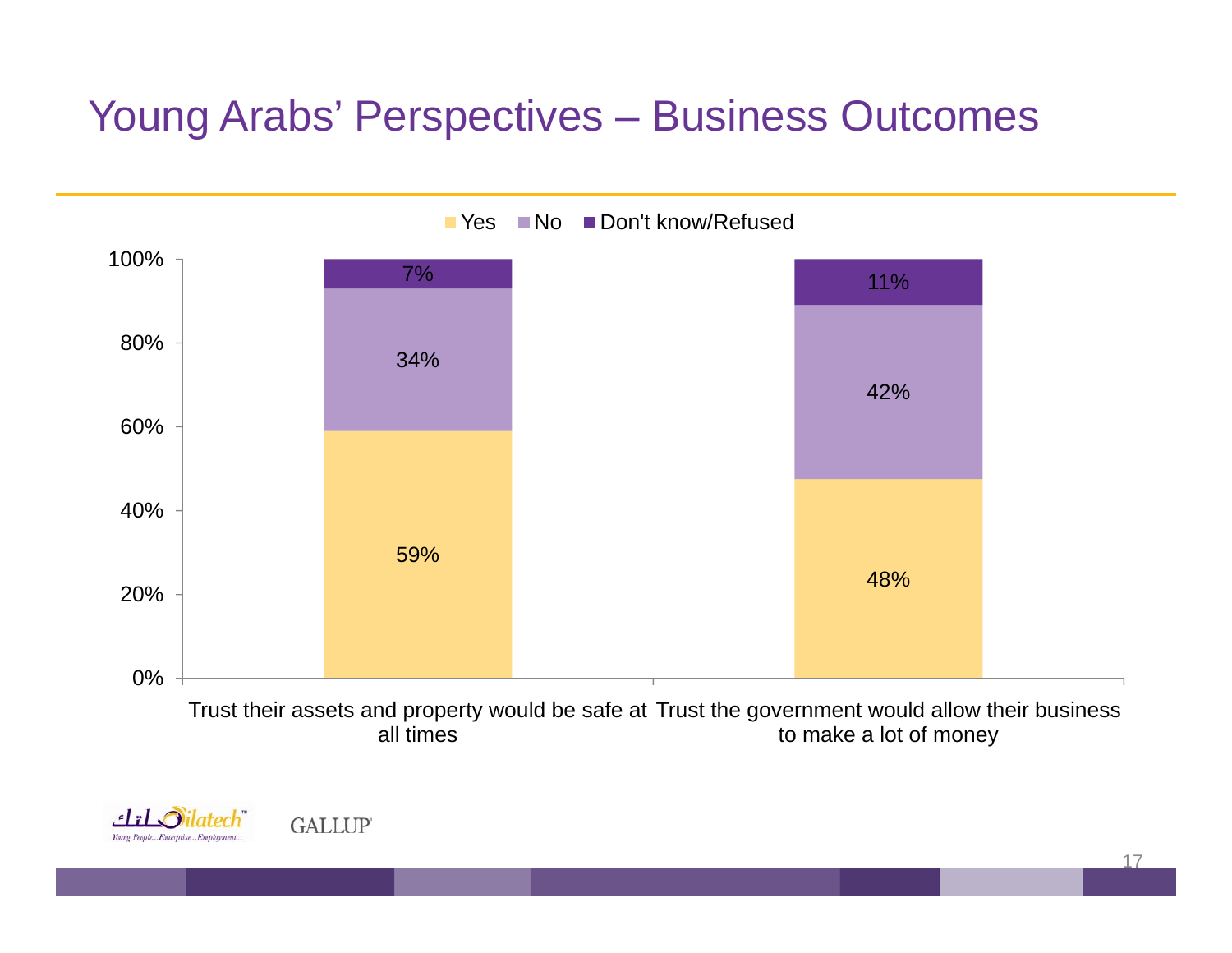# Young Arabs' Perspectives – Business Outcomes

| | Yes | No | Don't know/Refused |
|---|---|---|---|
| Trust their assets and property would be safe at all times | 59% | 34% | 7% |
| Trust the government would allow their business to make a lot of money | 48% | 42% | 11% |

Silatech Young People...Enterprise...Employment... | GALLUP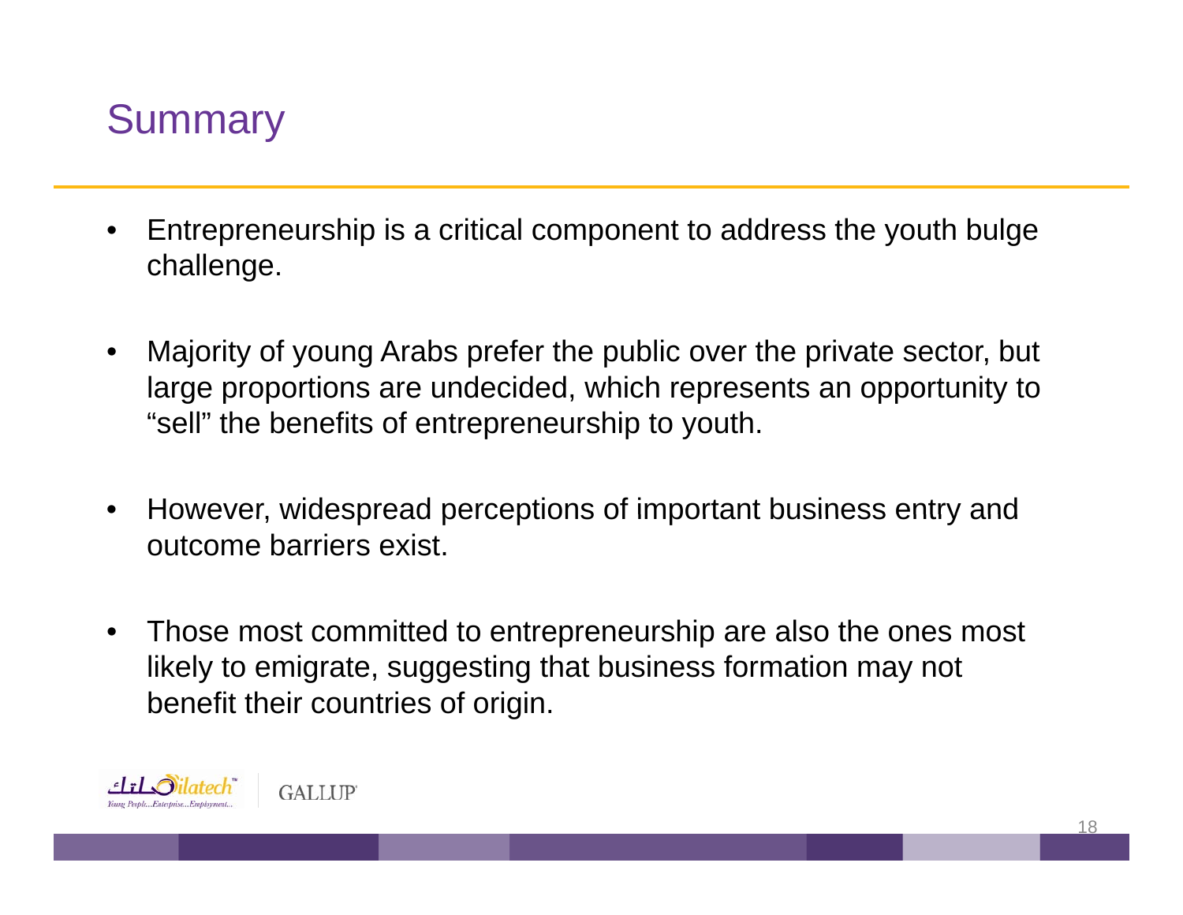# Summary

- Entrepreneurship is a critical component to address the youth bulge challenge.
- Majority of young Arabs prefer the public over the private sector, but large proportions are undecided, which represents an opportunity to "sell" the benefits of entrepreneurship to youth.
- However, widespread perceptions of important business entry and outcome barriers exist.
- Those most committed to entrepreneurship are also the ones most likely to emigrate, suggesting that business formation may not benefit their countries of origin.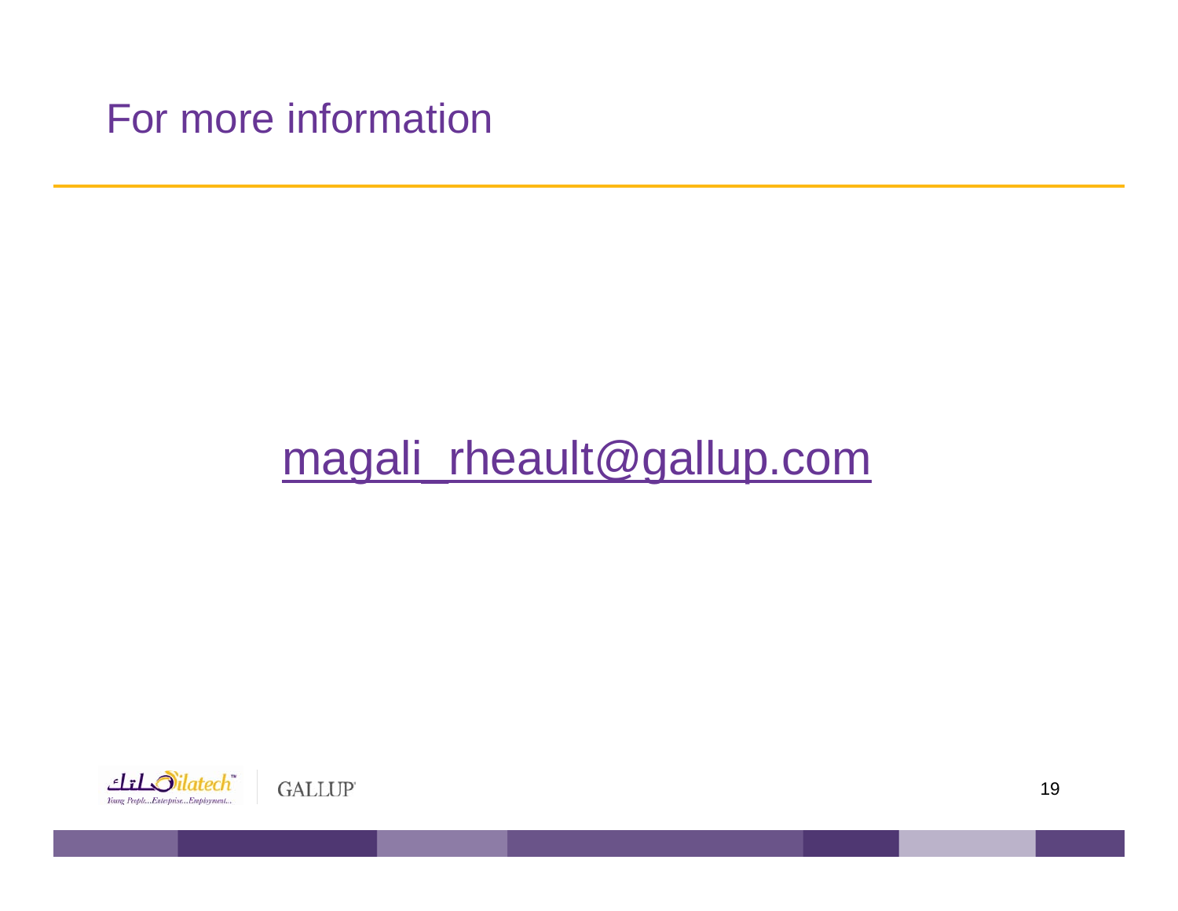# For more information

magali_rheault@gallup.com